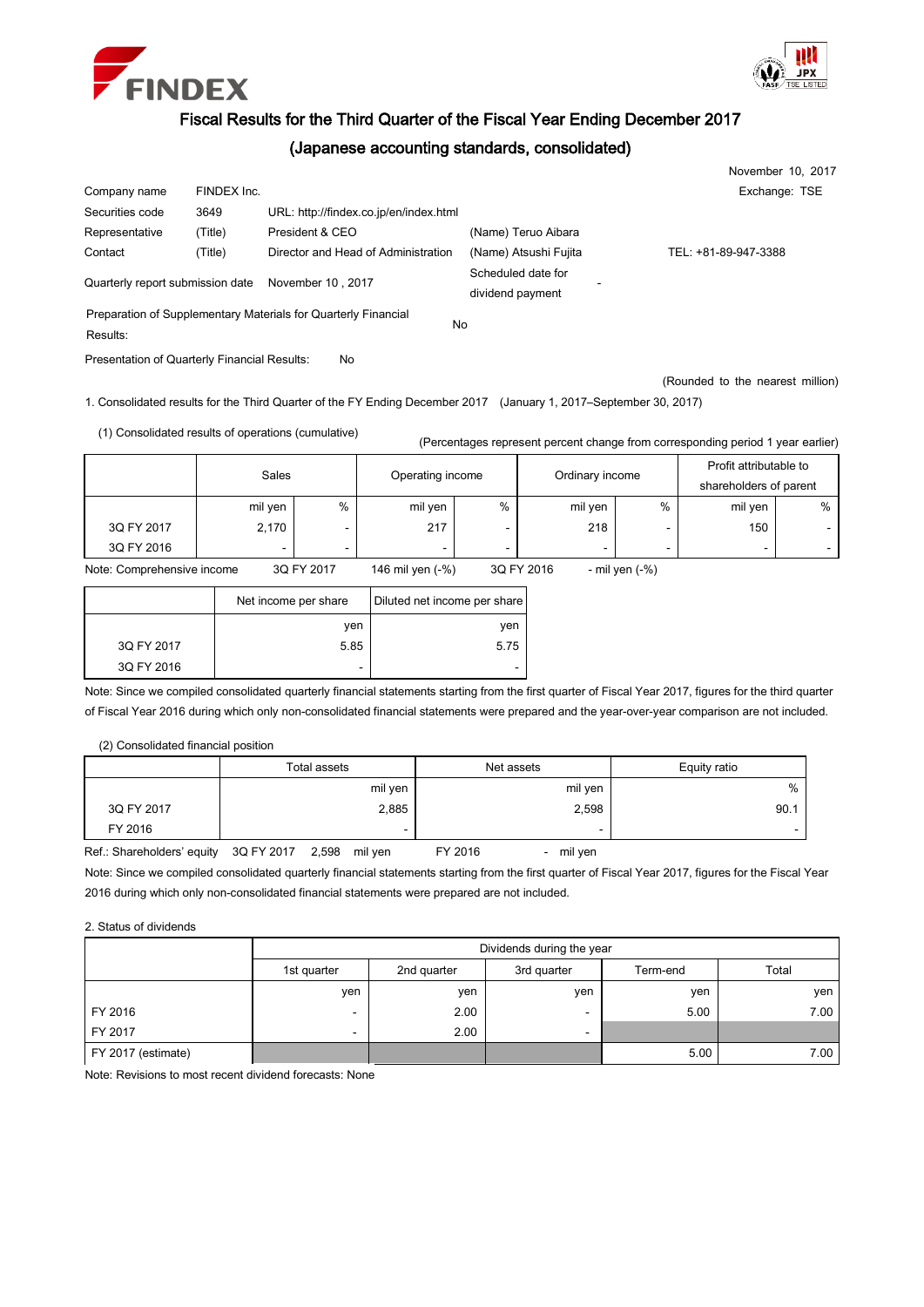# Fiscal Results for the Third Quarter of the Fiscal Year Ending December 2017

## (Japanese accounting standards, consolidated)

November 10, 2017

| | | | | |
|---|---|---|---|---|
| Company name | FINDEX Inc. | | | Exchange: TSE |
| Securities code | 3649 | URL: http://findex.co.jp/en/index.html | | |
| Representative | (Title) | President & CEO | (Name) Teruo Aibara | |
| Contact | (Title) | Director and Head of Administration | (Name) Atsushi Fujita | TEL: +81-89-947-3388 |
| Quarterly report submission date | | November 10 , 2017 | Scheduled date for dividend payment | - |

Preparation of Supplementary Materials for Quarterly Financial Results: No

Presentation of Quarterly Financial Results: No

(Rounded to the nearest million)

1. Consolidated results for the Third Quarter of the FY Ending December 2017 (January 1, 2017–September 30, 2017)

(1) Consolidated results of operations (cumulative)

(Percentages represent percent change from corresponding period 1 year earlier)

| | Sales | | Operating income | | Ordinary income | | Profit attributable to shareholders of parent | |
|---|---|---|---|---|---|---|---|---|
| | mil yen | % | mil yen | % | mil yen | % | mil yen | % |
| 3Q FY 2017 | 2,170 | - | 217 | - | 218 | - | 150 | - |
| 3Q FY 2016 | - | - | - | - | - | - | - | - |

Note: Comprehensive income 3Q FY 2017 146 mil yen (-%) 3Q FY 2016 - mil yen (-%)

| | Net income per share | Diluted net income per share |
|---|---|---|
| | yen | yen |
| 3Q FY 2017 | 5.85 | 5.75 |
| 3Q FY 2016 | - | - |

Note: Since we compiled consolidated quarterly financial statements starting from the first quarter of Fiscal Year 2017, figures for the third quarter of Fiscal Year 2016 during which only non-consolidated financial statements were prepared and the year-over-year comparison are not included.

(2) Consolidated financial position

| | Total assets | Net assets | Equity ratio |
|---|---|---|---|
| | mil yen | mil yen | % |
| 3Q FY 2017 | 2,885 | 2,598 | 90.1 |
| FY 2016 | - | - | - |

Ref.: Shareholders' equity 3Q FY 2017 2,598 mil yen FY 2016 - mil yen

Note: Since we compiled consolidated quarterly financial statements starting from the first quarter of Fiscal Year 2017, figures for the Fiscal Year 2016 during which only non-consolidated financial statements were prepared are not included.

2. Status of dividends

| | Dividends during the year | | | | |
|---|---|---|---|---|---|
| | 1st quarter | 2nd quarter | 3rd quarter | Term-end | Total |
| | yen | yen | yen | yen | yen |
| FY 2016 | - | 2.00 | - | 5.00 | 7.00 |
| FY 2017 | - | 2.00 | - | | |
| FY 2017 (estimate) | | | | 5.00 | 7.00 |

Note: Revisions to most recent dividend forecasts: None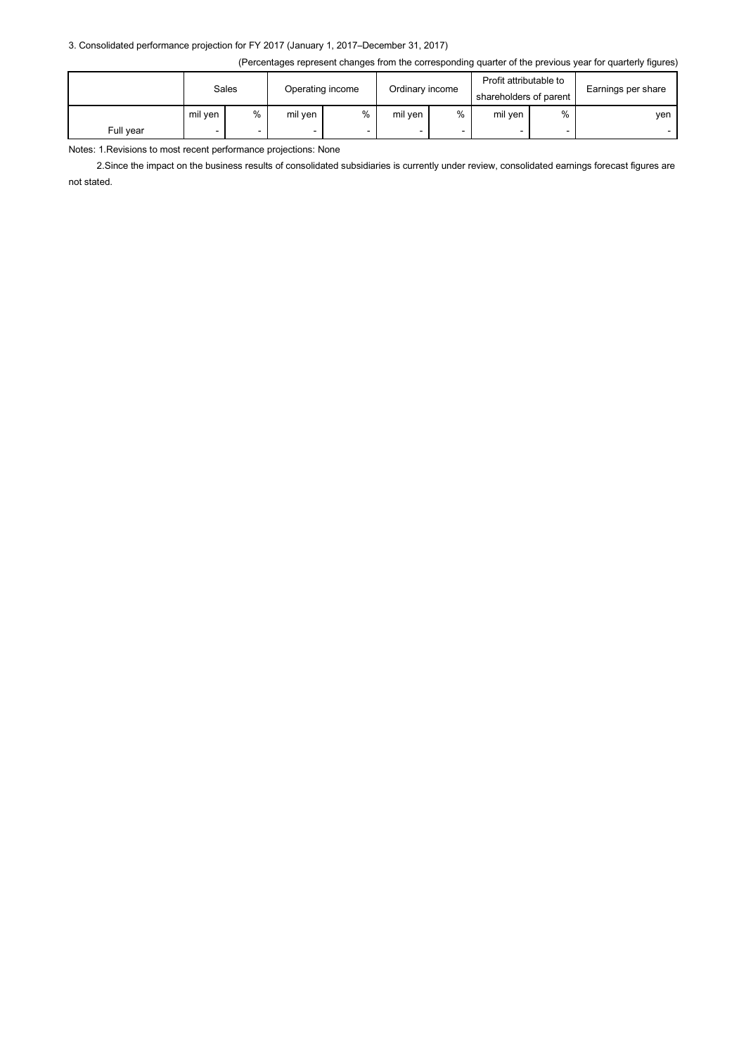3. Consolidated performance projection for FY 2017 (January 1, 2017–December 31, 2017)

(Percentages represent changes from the corresponding quarter of the previous year for quarterly figures)

| | Sales | | Operating income | | Ordinary income | | Profit attributable to shareholders of parent | | Earnings per share |
|---|---|---|---|---|---|---|---|---|---|
| | mil yen | % | mil yen | % | mil yen | % | mil yen | % | yen |
| Full year | - | - | - | - | - | - | - | - | - |

Notes: 1.Revisions to most recent performance projections: None

2.Since the impact on the business results of consolidated subsidiaries is currently under review, consolidated earnings forecast figures are not stated.